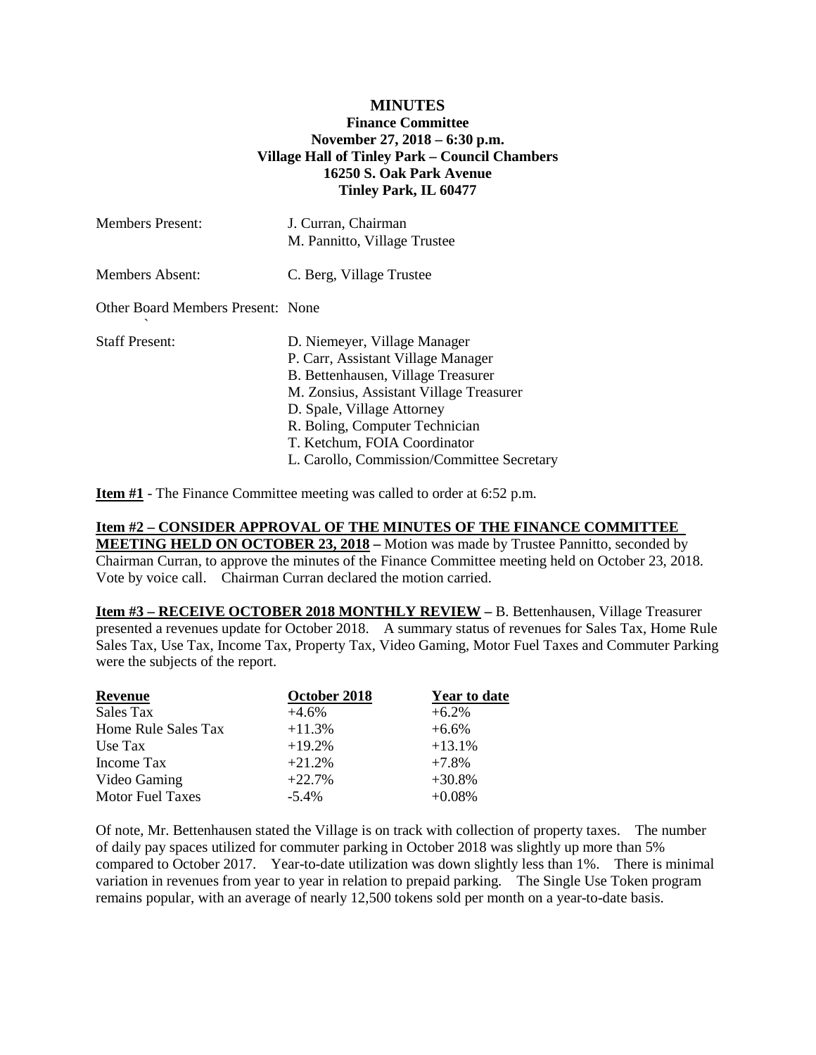# MINUTES

**Finance Committee**
**November 27, 2018 – 6:30 p.m.**
**Village Hall of Tinley Park – Council Chambers**
**16250 S. Oak Park Avenue**
**Tinley Park, IL 60477**

Members Present: J. Curran, Chairman
M. Pannitto, Village Trustee

Members Absent: C. Berg, Village Trustee

Other Board Members Present: None

Staff Present:
D. Niemeyer, Village Manager
P. Carr, Assistant Village Manager
B. Bettenhausen, Village Treasurer
M. Zonsius, Assistant Village Treasurer
D. Spale, Village Attorney
R. Boling, Computer Technician
T. Ketchum, FOIA Coordinator
L. Carollo, Commission/Committee Secretary

**Item #1** - The Finance Committee meeting was called to order at 6:52 p.m.

**Item #2 – CONSIDER APPROVAL OF THE MINUTES OF THE FINANCE COMMITTEE MEETING HELD ON OCTOBER 23, 2018 –** Motion was made by Trustee Pannitto, seconded by Chairman Curran, to approve the minutes of the Finance Committee meeting held on October 23, 2018. Vote by voice call. Chairman Curran declared the motion carried.

**Item #3 – RECEIVE OCTOBER 2018 MONTHLY REVIEW –** B. Bettenhausen, Village Treasurer presented a revenues update for October 2018. A summary status of revenues for Sales Tax, Home Rule Sales Tax, Use Tax, Income Tax, Property Tax, Video Gaming, Motor Fuel Taxes and Commuter Parking were the subjects of the report.

| Revenue | October 2018 | Year to date |
|---|---|---|
| Sales Tax | +4.6% | +6.2% |
| Home Rule Sales Tax | +11.3% | +6.6% |
| Use Tax | +19.2% | +13.1% |
| Income Tax | +21.2% | +7.8% |
| Video Gaming | +22.7% | +30.8% |
| Motor Fuel Taxes | -5.4% | +0.08% |

Of note, Mr. Bettenhausen stated the Village is on track with collection of property taxes. The number of daily pay spaces utilized for commuter parking in October 2018 was slightly up more than 5% compared to October 2017. Year-to-date utilization was down slightly less than 1%. There is minimal variation in revenues from year to year in relation to prepaid parking. The Single Use Token program remains popular, with an average of nearly 12,500 tokens sold per month on a year-to-date basis.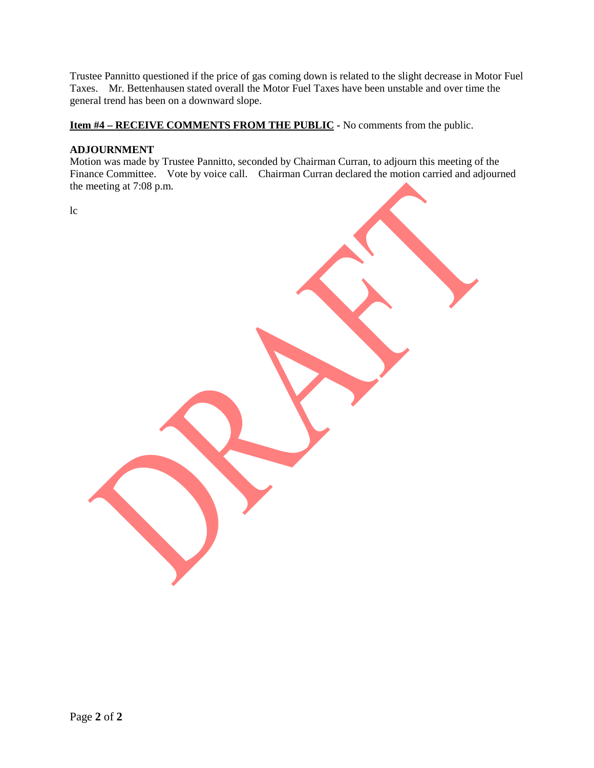Trustee Pannitto questioned if the price of gas coming down is related to the slight decrease in Motor Fuel Taxes. Mr. Bettenhausen stated overall the Motor Fuel Taxes have been unstable and over time the general trend has been on a downward slope.

**Item #4 – RECEIVE COMMENTS FROM THE PUBLIC** - No comments from the public.

**ADJOURNMENT**

Motion was made by Trustee Pannitto, seconded by Chairman Curran, to adjourn this meeting of the Finance Committee. Vote by voice call. Chairman Curran declared the motion carried and adjourned the meeting at 7:08 p.m.

lc

DRAFT